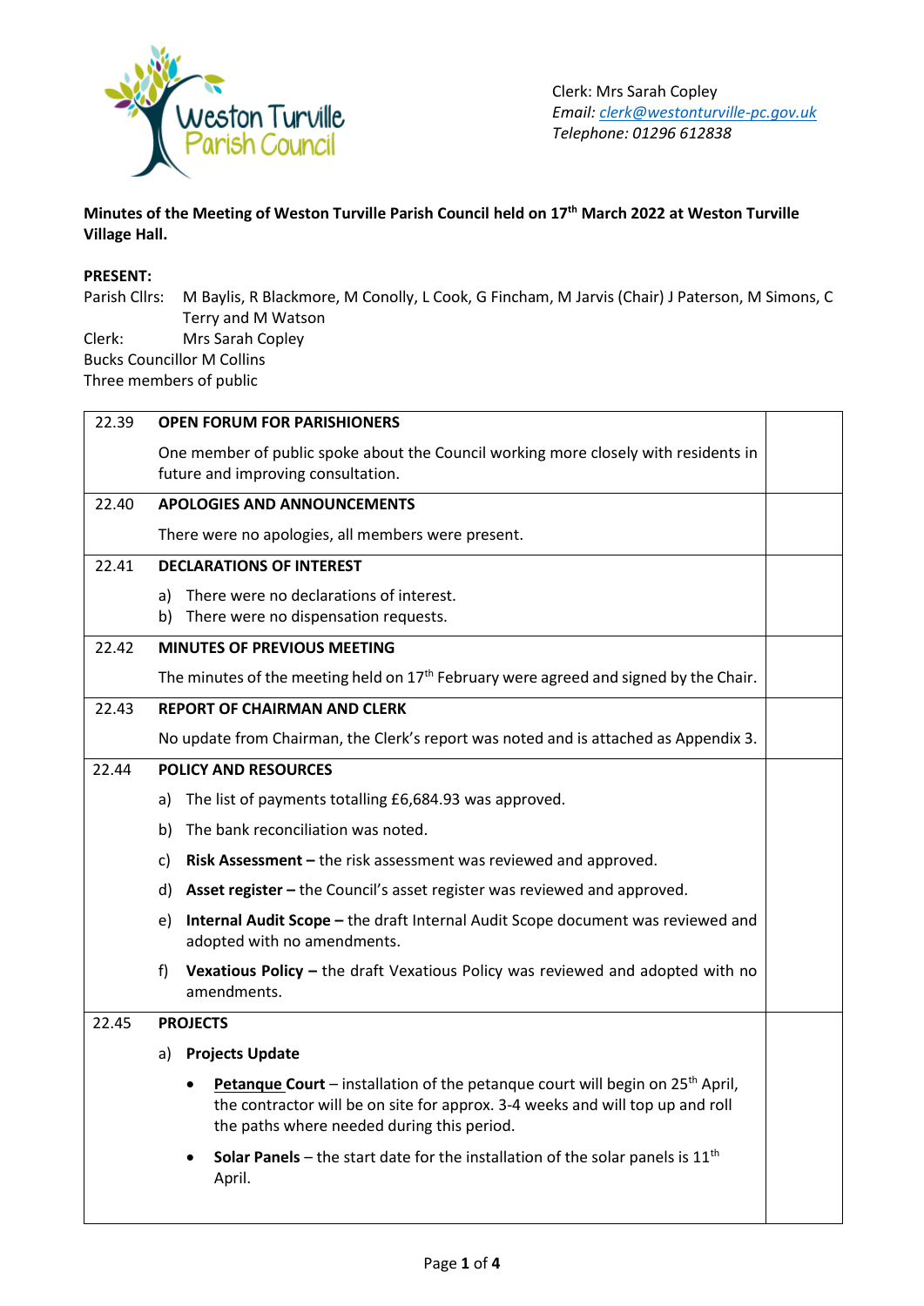Weston Turville Parish Council

Clerk: Mrs Sarah Copley
*Email: clerk@westonturville-pc.gov.uk*
*Telephone: 01296 612838*

**Minutes of the Meeting of Weston Turville Parish Council held on 17th March 2022 at Weston Turville Village Hall.**

**PRESENT:**

Parish Cllrs: M Baylis, R Blackmore, M Conolly, L Cook, G Fincham, M Jarvis (Chair) J Paterson, M Simons, C Terry and M Watson
Clerk: Mrs Sarah Copley
Bucks Councillor M Collins
Three members of public

| | | |
|---|---|---|
| 22.39 | **OPEN FORUM FOR PARISHIONERS**<br><br>One member of public spoke about the Council working more closely with residents in future and improving consultation. | |
| 22.40 | **APOLOGIES AND ANNOUNCEMENTS**<br><br>There were no apologies, all members were present. | |
| 22.41 | **DECLARATIONS OF INTEREST**<br><br>a) There were no declarations of interest.<br>b) There were no dispensation requests. | |
| 22.42 | **MINUTES OF PREVIOUS MEETING**<br><br>The minutes of the meeting held on 17th February were agreed and signed by the Chair. | |
| 22.43 | **REPORT OF CHAIRMAN AND CLERK**<br><br>No update from Chairman, the Clerk's report was noted and is attached as Appendix 3. | |
| 22.44 | **POLICY AND RESOURCES**<br><br>a) The list of payments totalling £6,684.93 was approved.<br><br>b) The bank reconciliation was noted.<br><br>c) **Risk Assessment –** the risk assessment was reviewed and approved.<br><br>d) **Asset register –** the Council's asset register was reviewed and approved.<br><br>e) **Internal Audit Scope –** the draft Internal Audit Scope document was reviewed and adopted with no amendments.<br><br>f) **Vexatious Policy –** the draft Vexatious Policy was reviewed and adopted with no amendments. | |
| 22.45 | **PROJECTS**<br><br>a) **Projects Update**<br><br>• **Petanque Court** – installation of the petanque court will begin on 25th April, the contractor will be on site for approx. 3-4 weeks and will top up and roll the paths where needed during this period.<br><br>• **Solar Panels** – the start date for the installation of the solar panels is 11th April. | |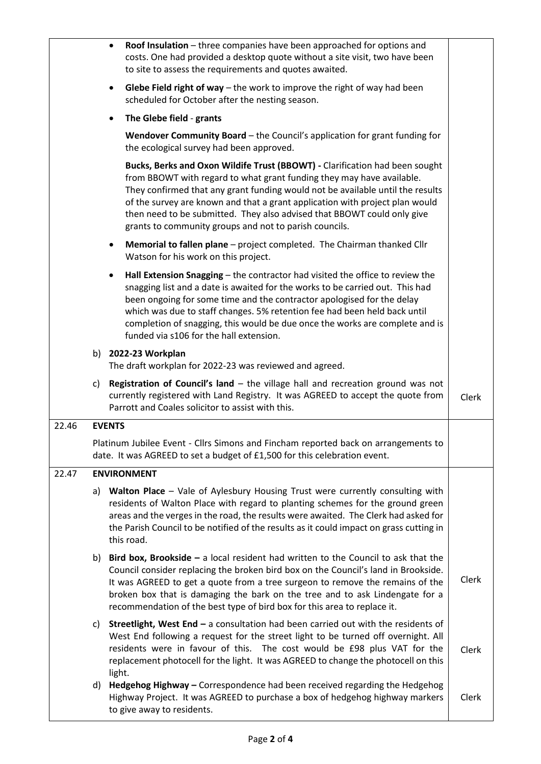| | | |
|---|---|---|
| | • **Roof Insulation** – three companies have been approached for options and costs. One had provided a desktop quote without a site visit, two have been to site to assess the requirements and quotes awaited.<br><br>• **Glebe Field right of way** – the work to improve the right of way had been scheduled for October after the nesting season.<br><br>• **The Glebe field** - **grants**<br><br>**Wendover Community Board** – the Council's application for grant funding for the ecological survey had been approved.<br><br>**Bucks, Berks and Oxon Wildife Trust (BBOWT) -** Clarification had been sought from BBOWT with regard to what grant funding they may have available. They confirmed that any grant funding would not be available until the results of the survey are known and that a grant application with project plan would then need to be submitted. They also advised that BBOWT could only give grants to community groups and not to parish councils.<br><br>• **Memorial to fallen plane** – project completed. The Chairman thanked Cllr Watson for his work on this project.<br><br>• **Hall Extension Snagging** – the contractor had visited the office to review the snagging list and a date is awaited for the works to be carried out. This had been ongoing for some time and the contractor apologised for the delay which was due to staff changes. 5% retention fee had been held back until completion of snagging, this would be due once the works are complete and is funded via s106 for the hall extension.<br><br>b) **2022-23 Workplan**<br>The draft workplan for 2022-23 was reviewed and agreed.<br><br>c) **Registration of Council's land** – the village hall and recreation ground was not currently registered with Land Registry. It was AGREED to accept the quote from Parrott and Coales solicitor to assist with this. | Clerk |
| 22.46 | **EVENTS**<br><br>Platinum Jubilee Event - Cllrs Simons and Fincham reported back on arrangements to date. It was AGREED to set a budget of £1,500 for this celebration event. | |
| 22.47 | **ENVIRONMENT**<br><br>a) **Walton Place** – Vale of Aylesbury Housing Trust were currently consulting with residents of Walton Place with regard to planting schemes for the ground green areas and the verges in the road, the results were awaited. The Clerk had asked for the Parish Council to be notified of the results as it could impact on grass cutting in this road.<br><br>b) **Bird box, Brookside –** a local resident had written to the Council to ask that the Council consider replacing the broken bird box on the Council's land in Brookside. It was AGREED to get a quote from a tree surgeon to remove the remains of the broken box that is damaging the bark on the tree and to ask Lindengate for a recommendation of the best type of bird box for this area to replace it.<br><br>c) **Streetlight, West End –** a consultation had been carried out with the residents of West End following a request for the street light to be turned off overnight. All residents were in favour of this. The cost would be £98 plus VAT for the replacement photocell for the light. It was AGREED to change the photocell on this light.<br><br>d) **Hedgehog Highway –** Correspondence had been received regarding the Hedgehog Highway Project. It was AGREED to purchase a box of hedgehog highway markers to give away to residents. | Clerk<br><br>Clerk<br><br>Clerk |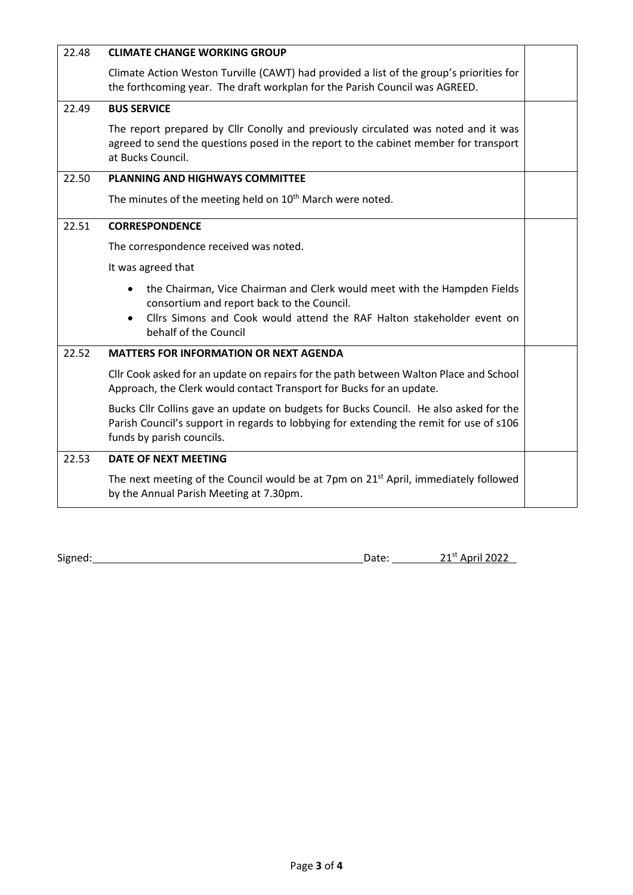| | | |
|---|---|---|
| 22.48 | **CLIMATE CHANGE WORKING GROUP**<br><br>Climate Action Weston Turville (CAWT) had provided a list of the group's priorities for the forthcoming year. The draft workplan for the Parish Council was AGREED. | |
| 22.49 | **BUS SERVICE**<br><br>The report prepared by Cllr Conolly and previously circulated was noted and it was agreed to send the questions posed in the report to the cabinet member for transport at Bucks Council. | |
| 22.50 | **PLANNING AND HIGHWAYS COMMITTEE**<br><br>The minutes of the meeting held on 10th March were noted. | |
| 22.51 | **CORRESPONDENCE**<br><br>The correspondence received was noted.<br><br>It was agreed that<br><br>• the Chairman, Vice Chairman and Clerk would meet with the Hampden Fields consortium and report back to the Council.<br>• Cllrs Simons and Cook would attend the RAF Halton stakeholder event on behalf of the Council | |
| 22.52 | **MATTERS FOR INFORMATION OR NEXT AGENDA**<br><br>Cllr Cook asked for an update on repairs for the path between Walton Place and School Approach, the Clerk would contact Transport for Bucks for an update.<br><br>Bucks Cllr Collins gave an update on budgets for Bucks Council. He also asked for the Parish Council's support in regards to lobbying for extending the remit for use of s106 funds by parish councils. | |
| 22.53 | **DATE OF NEXT MEETING**<br><br>The next meeting of the Council would be at 7pm on 21st April, immediately followed by the Annual Parish Meeting at 7.30pm. | |

Signed: \_\_\_\_\_\_\_\_\_\_\_\_\_\_\_\_\_\_\_\_\_\_\_\_\_\_\_\_ Date: 21st April 2022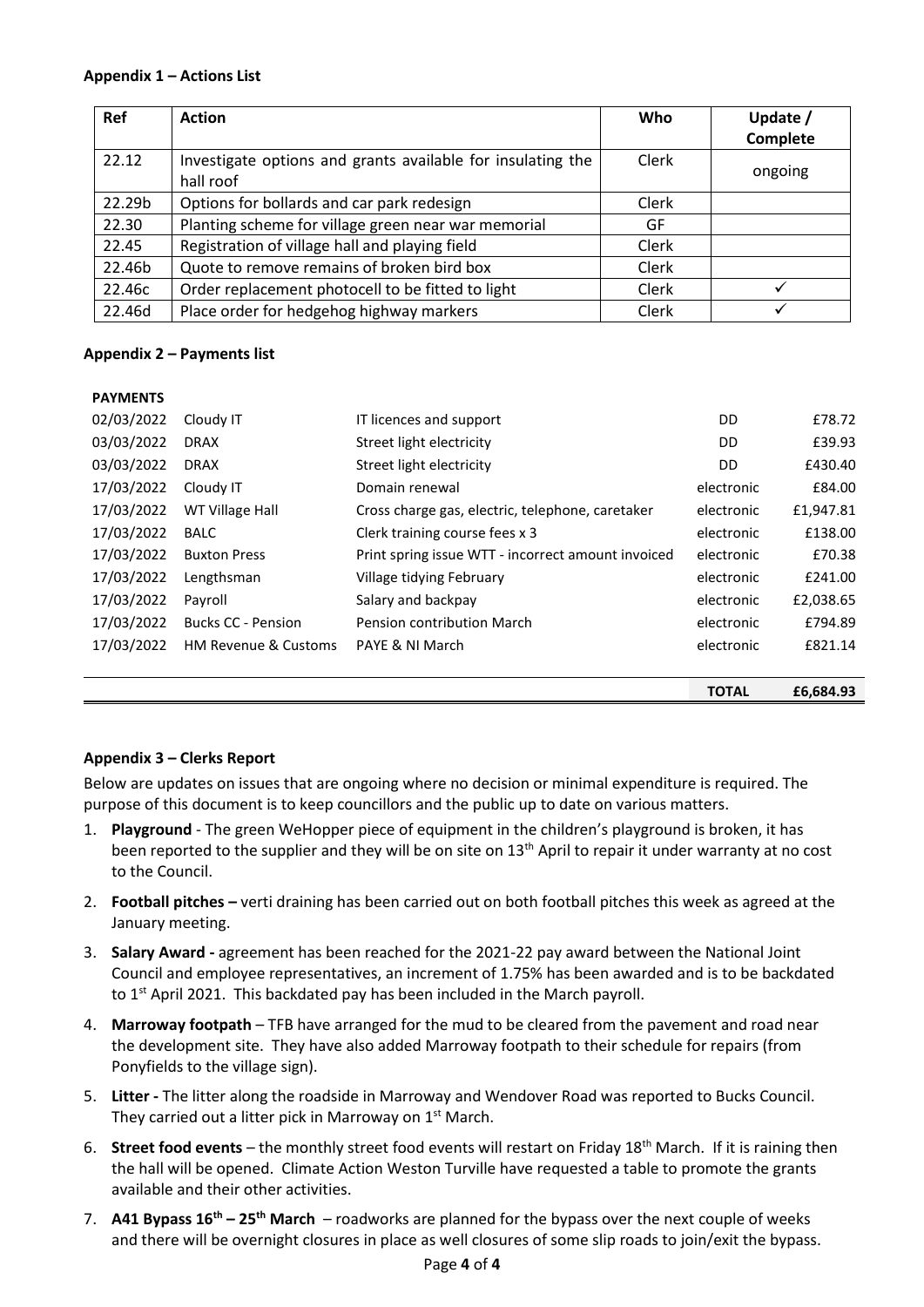**Appendix 1 – Actions List**

| Ref | Action | Who | Update / Complete |
|---|---|---|---|
| 22.12 | Investigate options and grants available for insulating the hall roof | Clerk | ongoing |
| 22.29b | Options for bollards and car park redesign | Clerk | |
| 22.30 | Planting scheme for village green near war memorial | GF | |
| 22.45 | Registration of village hall and playing field | Clerk | |
| 22.46b | Quote to remove remains of broken bird box | Clerk | |
| 22.46c | Order replacement photocell to be fitted to light | Clerk | ✓ |
| 22.46d | Place order for hedgehog highway markers | Clerk | ✓ |

**Appendix 2 – Payments list**

| **PAYMENTS** | | | | |
|---|---|---|---|---|
| 02/03/2022 | Cloudy IT | IT licences and support | DD | £78.72 |
| 03/03/2022 | DRAX | Street light electricity | DD | £39.93 |
| 03/03/2022 | DRAX | Street light electricity | DD | £430.40 |
| 17/03/2022 | Cloudy IT | Domain renewal | electronic | £84.00 |
| 17/03/2022 | WT Village Hall | Cross charge gas, electric, telephone, caretaker | electronic | £1,947.81 |
| 17/03/2022 | BALC | Clerk training course fees x 3 | electronic | £138.00 |
| 17/03/2022 | Buxton Press | Print spring issue WTT - incorrect amount invoiced | electronic | £70.38 |
| 17/03/2022 | Lengthsman | Village tidying February | electronic | £241.00 |
| 17/03/2022 | Payroll | Salary and backpay | electronic | £2,038.65 |
| 17/03/2022 | Bucks CC - Pension | Pension contribution March | electronic | £794.89 |
| 17/03/2022 | HM Revenue & Customs | PAYE & NI March | electronic | £821.14 |
| | | | **TOTAL** | **£6,684.93** |

**Appendix 3 – Clerks Report**

Below are updates on issues that are ongoing where no decision or minimal expenditure is required. The purpose of this document is to keep councillors and the public up to date on various matters.

1. **Playground** - The green WeHopper piece of equipment in the children's playground is broken, it has been reported to the supplier and they will be on site on 13th April to repair it under warranty at no cost to the Council.
2. **Football pitches –** verti draining has been carried out on both football pitches this week as agreed at the January meeting.
3. **Salary Award -** agreement has been reached for the 2021-22 pay award between the National Joint Council and employee representatives, an increment of 1.75% has been awarded and is to be backdated to 1st April 2021. This backdated pay has been included in the March payroll.
4. **Marroway footpath** – TFB have arranged for the mud to be cleared from the pavement and road near the development site. They have also added Marroway footpath to their schedule for repairs (from Ponyfields to the village sign).
5. **Litter -** The litter along the roadside in Marroway and Wendover Road was reported to Bucks Council. They carried out a litter pick in Marroway on 1st March.
6. **Street food events** – the monthly street food events will restart on Friday 18th March. If it is raining then the hall will be opened. Climate Action Weston Turville have requested a table to promote the grants available and their other activities.
7. **A41 Bypass 16th – 25th March** – roadworks are planned for the bypass over the next couple of weeks and there will be overnight closures in place as well closures of some slip roads to join/exit the bypass.